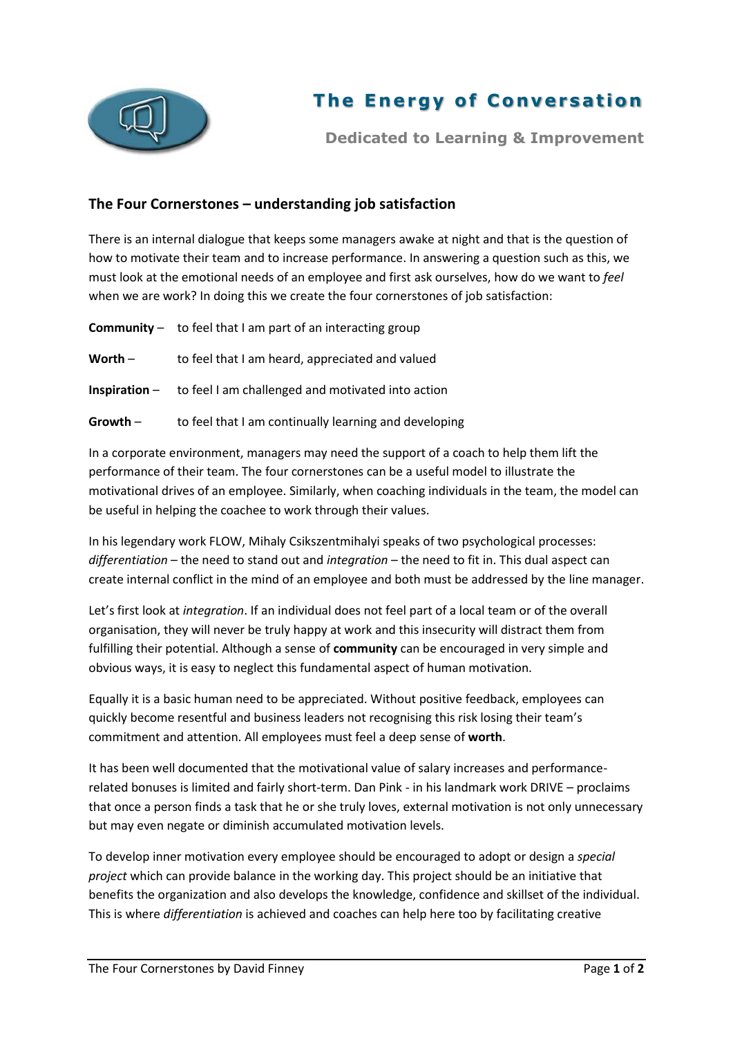# The Energy of Conversation

**Dedicated to Learning & Improvement**

## The Four Cornerstones – understanding job satisfaction

There is an internal dialogue that keeps some managers awake at night and that is the question of how to motivate their team and to increase performance. In answering a question such as this, we must look at the emotional needs of an employee and first ask ourselves, how do we want to *feel* when we are work? In doing this we create the four cornerstones of job satisfaction:

**Community** – to feel that I am part of an interacting group

**Worth** – to feel that I am heard, appreciated and valued

**Inspiration** – to feel I am challenged and motivated into action

**Growth** – to feel that I am continually learning and developing

In a corporate environment, managers may need the support of a coach to help them lift the performance of their team. The four cornerstones can be a useful model to illustrate the motivational drives of an employee. Similarly, when coaching individuals in the team, the model can be useful in helping the coachee to work through their values.

In his legendary work FLOW, Mihaly Csikszentmihalyi speaks of two psychological processes: *differentiation* – the need to stand out and *integration* – the need to fit in. This dual aspect can create internal conflict in the mind of an employee and both must be addressed by the line manager.

Let's first look at *integration*. If an individual does not feel part of a local team or of the overall organisation, they will never be truly happy at work and this insecurity will distract them from fulfilling their potential. Although a sense of **community** can be encouraged in very simple and obvious ways, it is easy to neglect this fundamental aspect of human motivation.

Equally it is a basic human need to be appreciated. Without positive feedback, employees can quickly become resentful and business leaders not recognising this risk losing their team's commitment and attention. All employees must feel a deep sense of **worth**.

It has been well documented that the motivational value of salary increases and performance-related bonuses is limited and fairly short-term. Dan Pink - in his landmark work DRIVE – proclaims that once a person finds a task that he or she truly loves, external motivation is not only unnecessary but may even negate or diminish accumulated motivation levels.

To develop inner motivation every employee should be encouraged to adopt or design a *special project* which can provide balance in the working day. This project should be an initiative that benefits the organization and also develops the knowledge, confidence and skillset of the individual. This is where *differentiation* is achieved and coaches can help here too by facilitating creative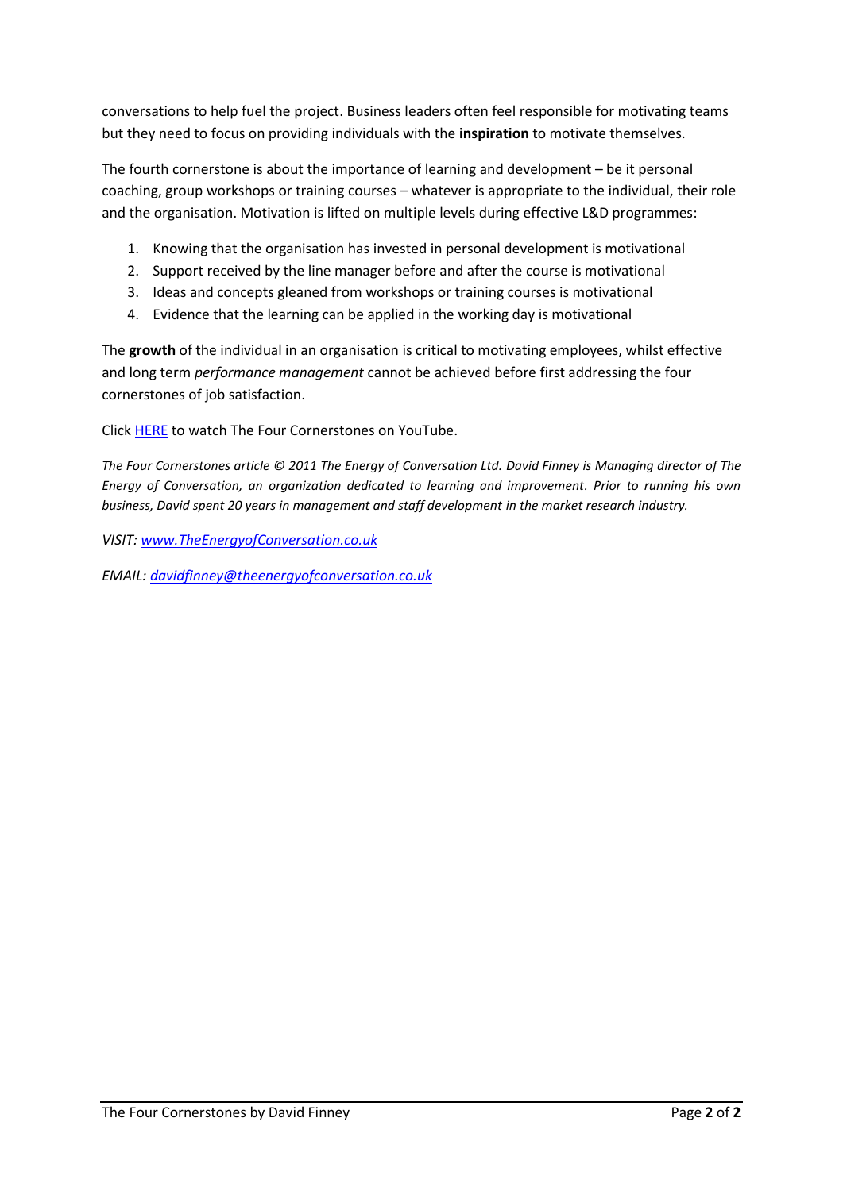conversations to help fuel the project. Business leaders often feel responsible for motivating teams but they need to focus on providing individuals with the **inspiration** to motivate themselves.

The fourth cornerstone is about the importance of learning and development – be it personal coaching, group workshops or training courses – whatever is appropriate to the individual, their role and the organisation. Motivation is lifted on multiple levels during effective L&D programmes:

1. Knowing that the organisation has invested in personal development is motivational
2. Support received by the line manager before and after the course is motivational
3. Ideas and concepts gleaned from workshops or training courses is motivational
4. Evidence that the learning can be applied in the working day is motivational

The **growth** of the individual in an organisation is critical to motivating employees, whilst effective and long term *performance management* cannot be achieved before first addressing the four cornerstones of job satisfaction.

Click [HERE]() to watch The Four Cornerstones on YouTube.

*The Four Cornerstones article © 2011 The Energy of Conversation Ltd. David Finney is Managing director of The Energy of Conversation, an organization dedicated to learning and improvement. Prior to running his own business, David spent 20 years in management and staff development in the market research industry.*

*VISIT: [www.TheEnergyofConversation.co.uk](http://www.TheEnergyofConversation.co.uk)*

*EMAIL: [davidfinney@theenergyofconversation.co.uk](mailto:davidfinney@theenergyofconversation.co.uk)*